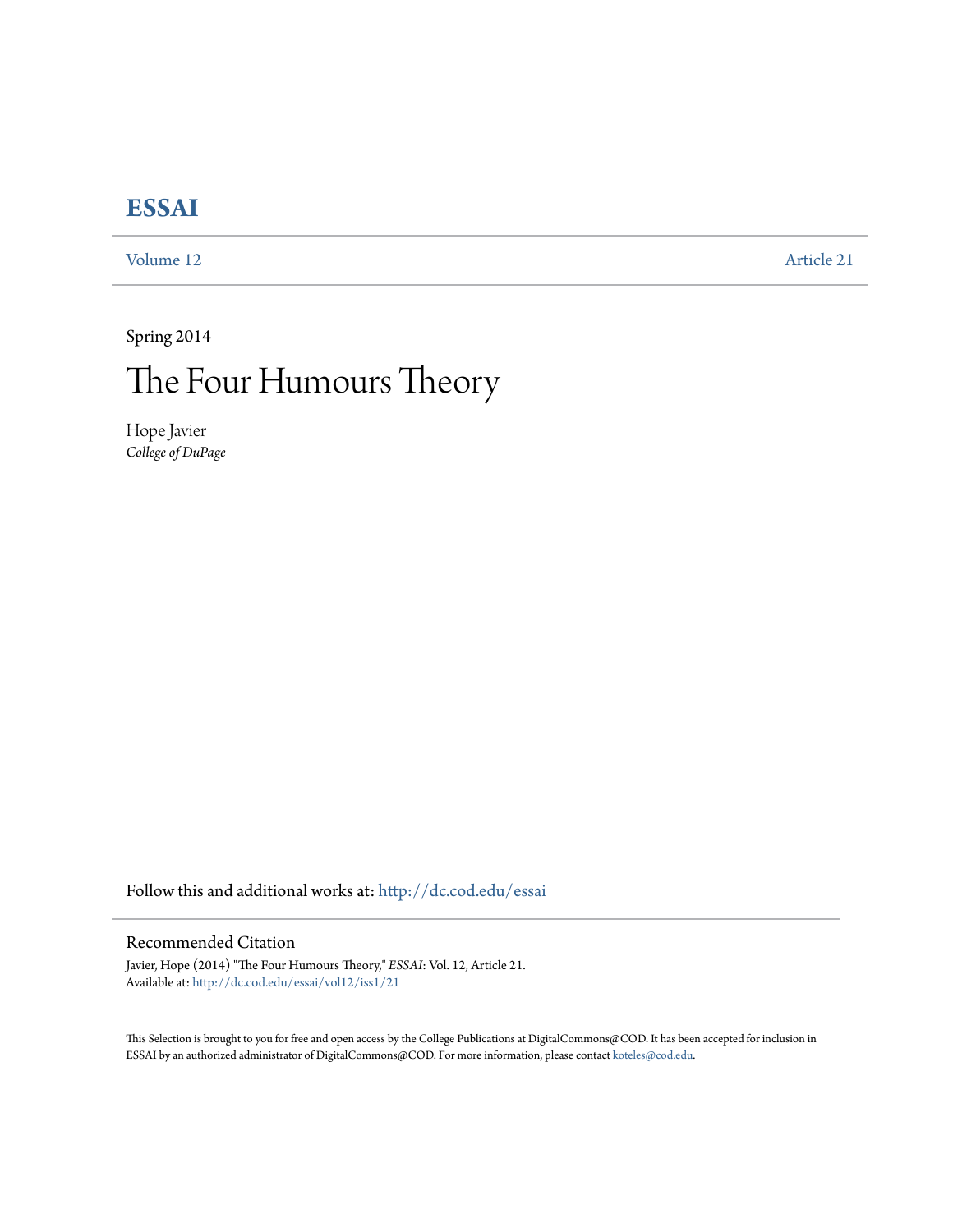# ESSAI

Volume 12 Article 21

Spring 2014

# The Four Humours Theory

Hope Javier
*College of DuPage*

Follow this and additional works at: http://dc.cod.edu/essai

## Recommended Citation

Javier, Hope (2014) "The Four Humours Theory," *ESSAI*: Vol. 12, Article 21.
Available at: http://dc.cod.edu/essai/vol12/iss1/21

This Selection is brought to you for free and open access by the College Publications at DigitalCommons@COD. It has been accepted for inclusion in ESSAI by an authorized administrator of DigitalCommons@COD. For more information, please contact koteles@cod.edu.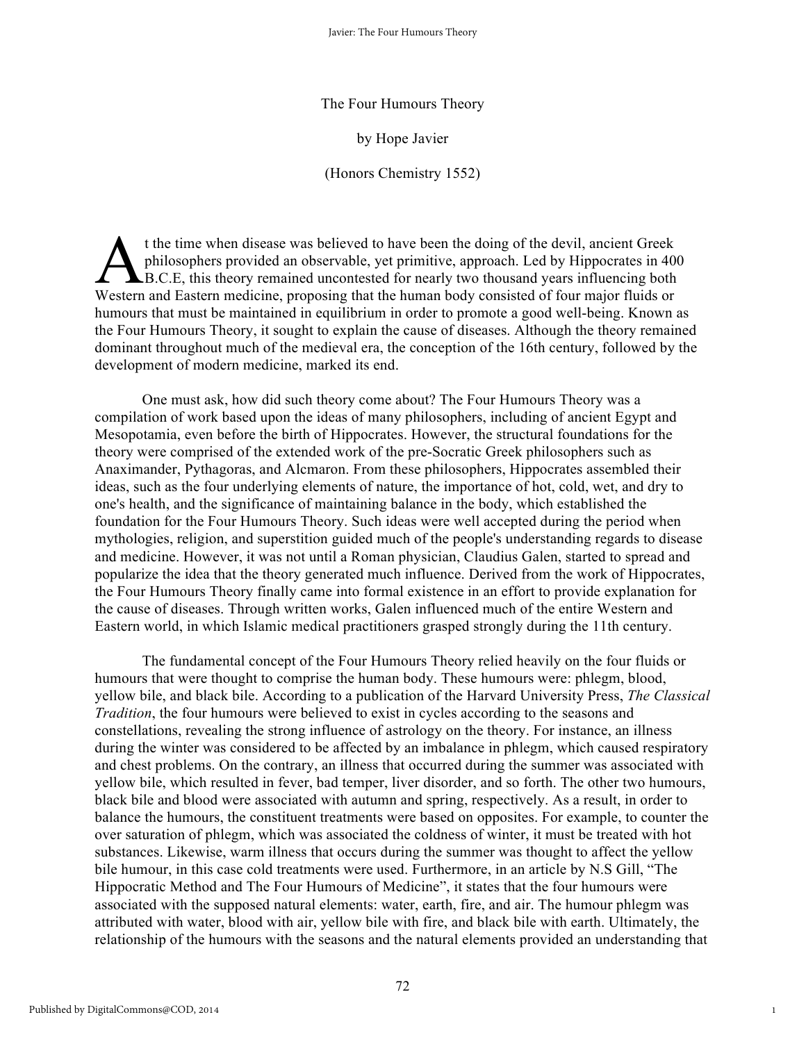The Four Humours Theory

by Hope Javier

(Honors Chemistry 1552)

At the time when disease was believed to have been the doing of the devil, ancient Greek philosophers provided an observable, yet primitive, approach. Led by Hippocrates in 400 B.C.E, this theory remained uncontested for nearly two thousand years influencing both Western and Eastern medicine, proposing that the human body consisted of four major fluids or humours that must be maintained in equilibrium in order to promote a good well-being. Known as the Four Humours Theory, it sought to explain the cause of diseases. Although the theory remained dominant throughout much of the medieval era, the conception of the 16th century, followed by the development of modern medicine, marked its end.

One must ask, how did such theory come about? The Four Humours Theory was a compilation of work based upon the ideas of many philosophers, including of ancient Egypt and Mesopotamia, even before the birth of Hippocrates. However, the structural foundations for the theory were comprised of the extended work of the pre-Socratic Greek philosophers such as Anaximander, Pythagoras, and Alcmaron. From these philosophers, Hippocrates assembled their ideas, such as the four underlying elements of nature, the importance of hot, cold, wet, and dry to one's health, and the significance of maintaining balance in the body, which established the foundation for the Four Humours Theory. Such ideas were well accepted during the period when mythologies, religion, and superstition guided much of the people's understanding regards to disease and medicine. However, it was not until a Roman physician, Claudius Galen, started to spread and popularize the idea that the theory generated much influence. Derived from the work of Hippocrates, the Four Humours Theory finally came into formal existence in an effort to provide explanation for the cause of diseases. Through written works, Galen influenced much of the entire Western and Eastern world, in which Islamic medical practitioners grasped strongly during the 11th century.

The fundamental concept of the Four Humours Theory relied heavily on the four fluids or humours that were thought to comprise the human body. These humours were: phlegm, blood, yellow bile, and black bile. According to a publication of the Harvard University Press, *The Classical Tradition*, the four humours were believed to exist in cycles according to the seasons and constellations, revealing the strong influence of astrology on the theory. For instance, an illness during the winter was considered to be affected by an imbalance in phlegm, which caused respiratory and chest problems. On the contrary, an illness that occurred during the summer was associated with yellow bile, which resulted in fever, bad temper, liver disorder, and so forth. The other two humours, black bile and blood were associated with autumn and spring, respectively. As a result, in order to balance the humours, the constituent treatments were based on opposites. For example, to counter the over saturation of phlegm, which was associated the coldness of winter, it must be treated with hot substances. Likewise, warm illness that occurs during the summer was thought to affect the yellow bile humour, in this case cold treatments were used. Furthermore, in an article by N.S Gill, "The Hippocratic Method and The Four Humours of Medicine", it states that the four humours were associated with the supposed natural elements: water, earth, fire, and air. The humour phlegm was attributed with water, blood with air, yellow bile with fire, and black bile with earth. Ultimately, the relationship of the humours with the seasons and the natural elements provided an understanding that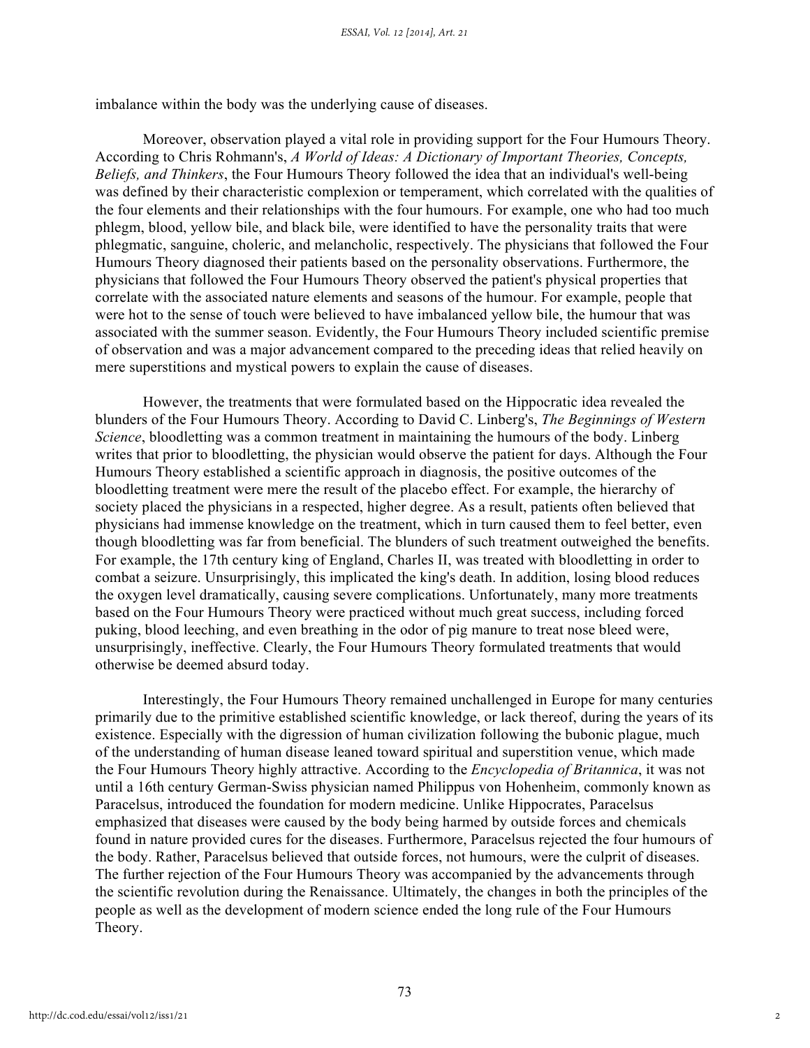imbalance within the body was the underlying cause of diseases.

Moreover, observation played a vital role in providing support for the Four Humours Theory. According to Chris Rohmann's, *A World of Ideas: A Dictionary of Important Theories, Concepts, Beliefs, and Thinkers*, the Four Humours Theory followed the idea that an individual's well-being was defined by their characteristic complexion or temperament, which correlated with the qualities of the four elements and their relationships with the four humours. For example, one who had too much phlegm, blood, yellow bile, and black bile, were identified to have the personality traits that were phlegmatic, sanguine, choleric, and melancholic, respectively. The physicians that followed the Four Humours Theory diagnosed their patients based on the personality observations. Furthermore, the physicians that followed the Four Humours Theory observed the patient's physical properties that correlate with the associated nature elements and seasons of the humour. For example, people that were hot to the sense of touch were believed to have imbalanced yellow bile, the humour that was associated with the summer season. Evidently, the Four Humours Theory included scientific premise of observation and was a major advancement compared to the preceding ideas that relied heavily on mere superstitions and mystical powers to explain the cause of diseases.

However, the treatments that were formulated based on the Hippocratic idea revealed the blunders of the Four Humours Theory. According to David C. Linberg's, *The Beginnings of Western Science*, bloodletting was a common treatment in maintaining the humours of the body. Linberg writes that prior to bloodletting, the physician would observe the patient for days. Although the Four Humours Theory established a scientific approach in diagnosis, the positive outcomes of the bloodletting treatment were mere the result of the placebo effect. For example, the hierarchy of society placed the physicians in a respected, higher degree. As a result, patients often believed that physicians had immense knowledge on the treatment, which in turn caused them to feel better, even though bloodletting was far from beneficial. The blunders of such treatment outweighed the benefits. For example, the 17th century king of England, Charles II, was treated with bloodletting in order to combat a seizure. Unsurprisingly, this implicated the king's death. In addition, losing blood reduces the oxygen level dramatically, causing severe complications. Unfortunately, many more treatments based on the Four Humours Theory were practiced without much great success, including forced puking, blood leeching, and even breathing in the odor of pig manure to treat nose bleed were, unsurprisingly, ineffective. Clearly, the Four Humours Theory formulated treatments that would otherwise be deemed absurd today.

Interestingly, the Four Humours Theory remained unchallenged in Europe for many centuries primarily due to the primitive established scientific knowledge, or lack thereof, during the years of its existence. Especially with the digression of human civilization following the bubonic plague, much of the understanding of human disease leaned toward spiritual and superstition venue, which made the Four Humours Theory highly attractive. According to the *Encyclopedia of Britannica*, it was not until a 16th century German-Swiss physician named Philippus von Hohenheim, commonly known as Paracelsus, introduced the foundation for modern medicine. Unlike Hippocrates, Paracelsus emphasized that diseases were caused by the body being harmed by outside forces and chemicals found in nature provided cures for the diseases. Furthermore, Paracelsus rejected the four humours of the body. Rather, Paracelsus believed that outside forces, not humours, were the culprit of diseases. The further rejection of the Four Humours Theory was accompanied by the advancements through the scientific revolution during the Renaissance. Ultimately, the changes in both the principles of the people as well as the development of modern science ended the long rule of the Four Humours Theory.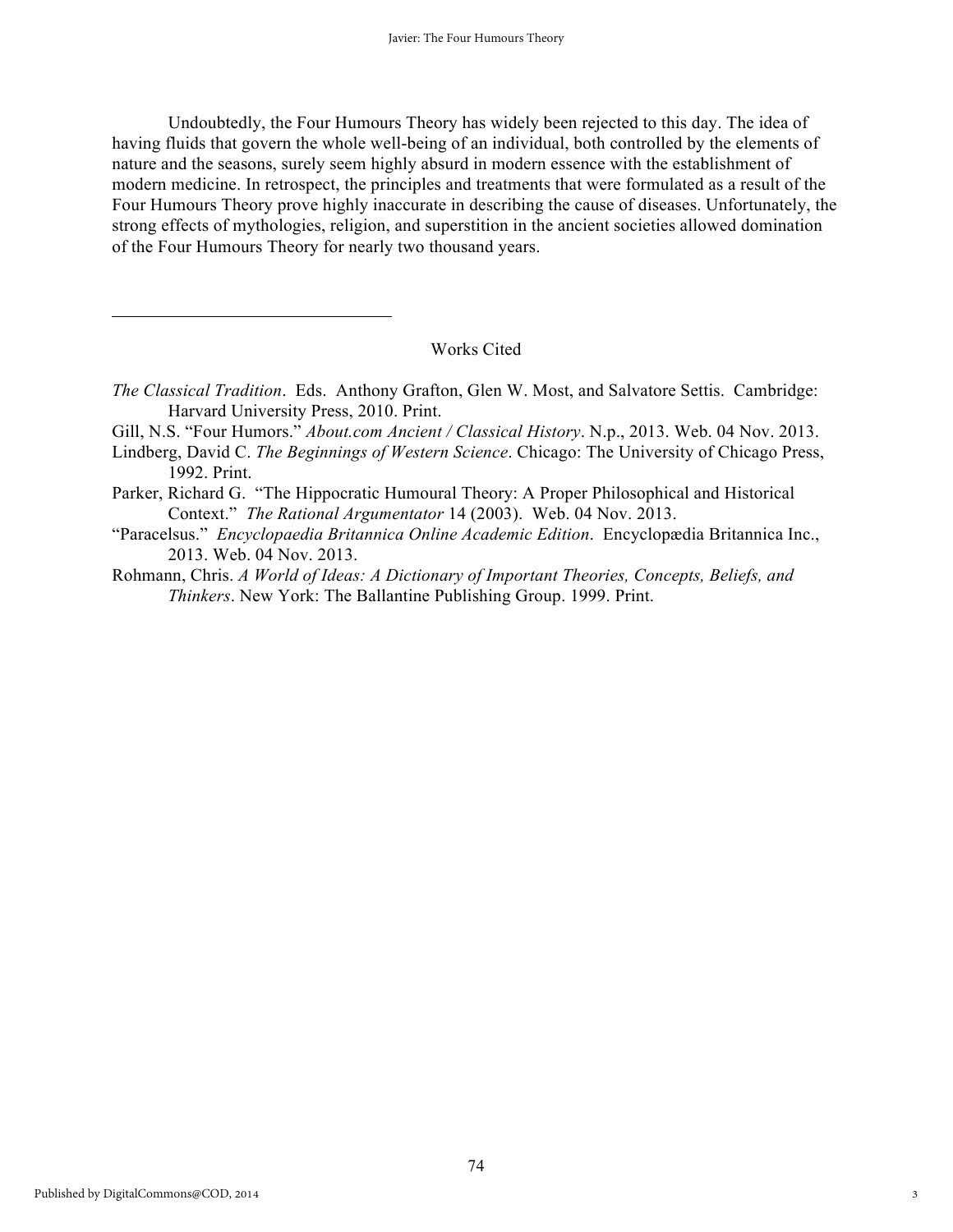Undoubtedly, the Four Humours Theory has widely been rejected to this day. The idea of having fluids that govern the whole well-being of an individual, both controlled by the elements of nature and the seasons, surely seem highly absurd in modern essence with the establishment of modern medicine. In retrospect, the principles and treatments that were formulated as a result of the Four Humours Theory prove highly inaccurate in describing the cause of diseases. Unfortunately, the strong effects of mythologies, religion, and superstition in the ancient societies allowed domination of the Four Humours Theory for nearly two thousand years.

## Works Cited

*The Classical Tradition*. Eds. Anthony Grafton, Glen W. Most, and Salvatore Settis. Cambridge: Harvard University Press, 2010. Print.

Gill, N.S. "Four Humors." *About.com Ancient / Classical History*. N.p., 2013. Web. 04 Nov. 2013.

Lindberg, David C. *The Beginnings of Western Science*. Chicago: The University of Chicago Press, 1992. Print.

Parker, Richard G. "The Hippocratic Humoural Theory: A Proper Philosophical and Historical Context." *The Rational Argumentator* 14 (2003). Web. 04 Nov. 2013.

"Paracelsus." *Encyclopaedia Britannica Online Academic Edition*. Encyclopædia Britannica Inc., 2013. Web. 04 Nov. 2013.

Rohmann, Chris. *A World of Ideas: A Dictionary of Important Theories, Concepts, Beliefs, and Thinkers*. New York: The Ballantine Publishing Group. 1999. Print.